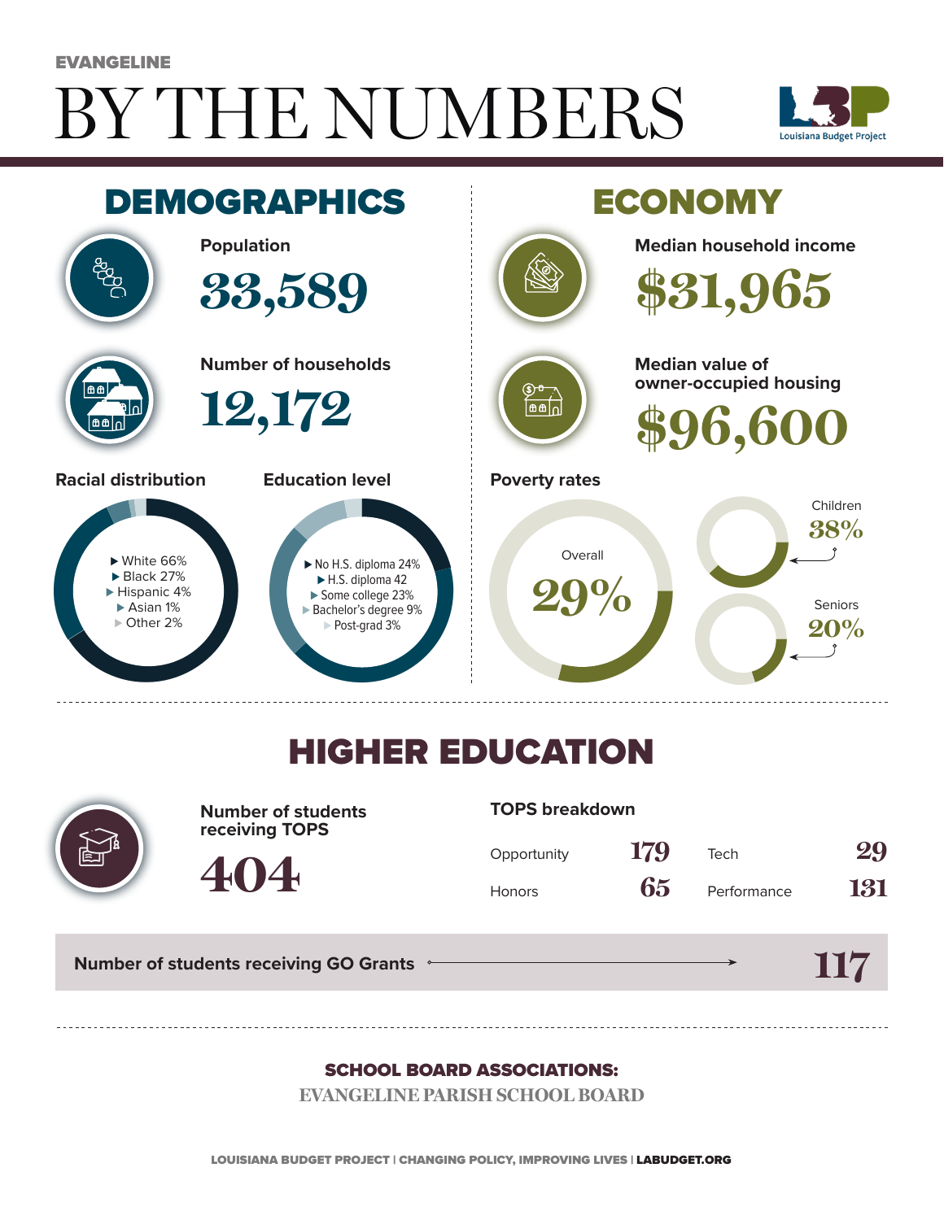EVANGELINE

# BY THE NUMBERS

Louisiana Budget Project

## DEMOGRAPHICS

**Population**

33,589

**Number of households**

12,172

**Racial distribution**

- White 66%
- Black 27%
- Hispanic 4%
- Asian 1%
- Other 2%

**Education level**

- No H.S. diploma 24%
- H.S. diploma 42
- Some college 23%
- Bachelor's degree 9%
- Post-grad 3%

## ECONOMY

**Median household income**

$31,965

**Median value of owner-occupied housing**

$96,600

**Poverty rates**

Overall 29%

Children 38%

Seniors 20%

## HIGHER EDUCATION

**Number of students receiving TOPS**

404

**TOPS breakdown**

| | | | |
|---|---|---|---|
| Opportunity | 179 | Tech | 29 |
| Honors | 65 | Performance | 131 |

**Number of students receiving GO Grants** → 117

**SCHOOL BOARD ASSOCIATIONS:**

EVANGELINE PARISH SCHOOL BOARD

LOUISIANA BUDGET PROJECT | CHANGING POLICY, IMPROVING LIVES | LABUDGET.ORG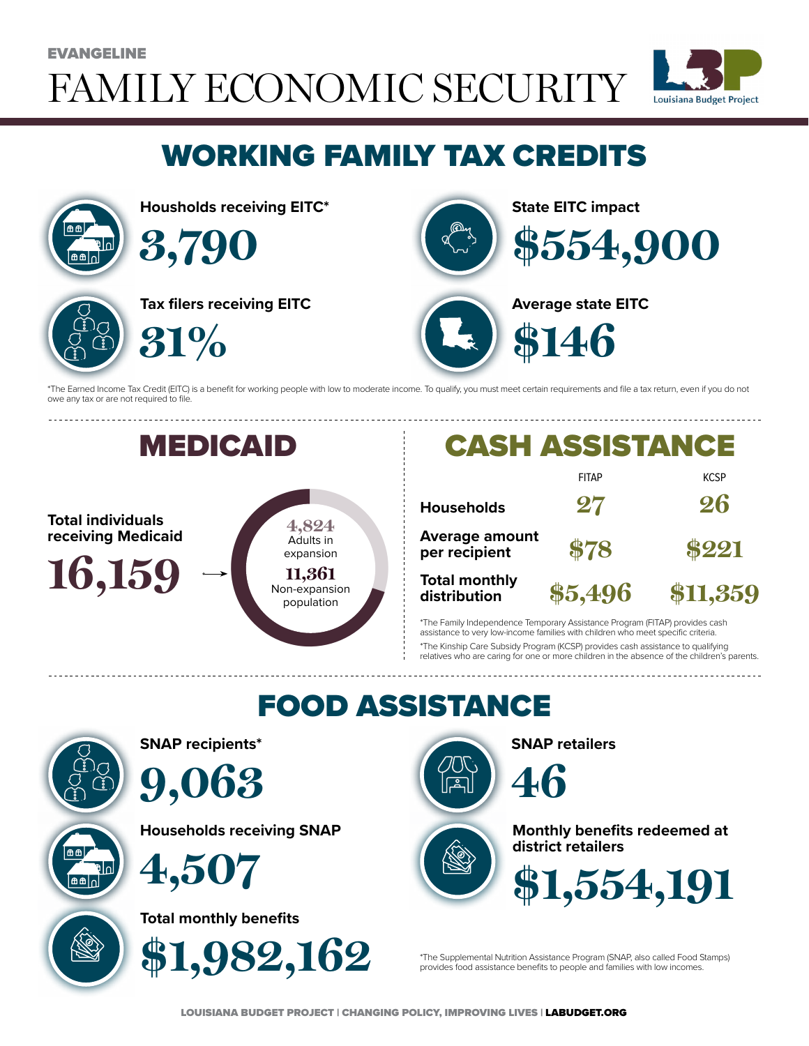EVANGELINE

# FAMILY ECONOMIC SECURITY

Louisiana Budget Project

## WORKING FAMILY TAX CREDITS

**Households receiving EITC***

**3,790**

**State EITC impact**

**$554,900**

**Tax filers receiving EITC**

**31%**

**Average state EITC**

**$146**

*The Earned Income Tax Credit (EITC) is a benefit for working people with low to moderate income. To qualify, you must meet certain requirements and file a tax return, even if you do not owe any tax or are not required to file.

## MEDICAID

**Total individuals receiving Medicaid**

**16,159**

4,824
Adults in expansion

11,361
Non-expansion population

## CASH ASSISTANCE

| | FITAP | KCSP |
|---|---|---|
| **Households** | 27 | 26 |
| **Average amount per recipient** | $78 | $221 |
| **Total monthly distribution** | $5,496 | $11,359 |

*The Family Independence Temporary Assistance Program (FITAP) provides cash assistance to very low-income families with children who meet specific criteria.

*The Kinship Care Subsidy Program (KCSP) provides cash assistance to qualifying relatives who are caring for one or more children in the absence of the children's parents.

## FOOD ASSISTANCE

**SNAP recipients***

**9,063**

**Households receiving SNAP**

**4,507**

**Total monthly benefits**

**$1,982,162**

**SNAP retailers**

**46**

**Monthly benefits redeemed at district retailers**

**$1,554,191**

*The Supplemental Nutrition Assistance Program (SNAP, also called Food Stamps) provides food assistance benefits to people and families with low incomes.

LOUISIANA BUDGET PROJECT | CHANGING POLICY, IMPROVING LIVES | LABUDGET.ORG